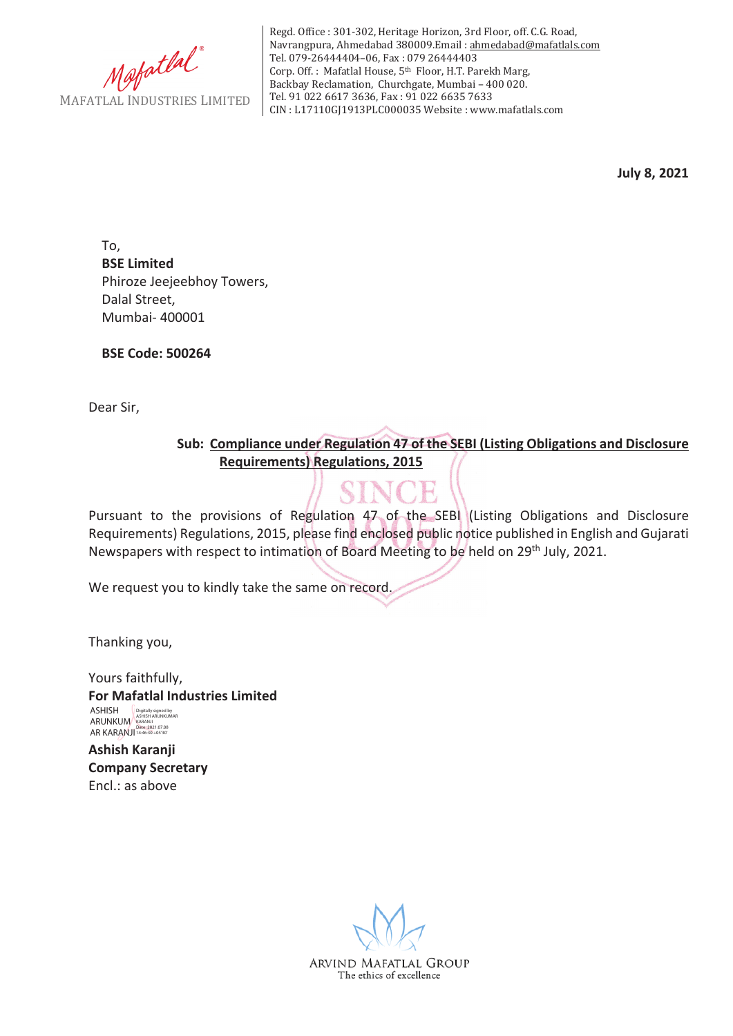Mafatal®
MAFATLAL INDUSTRIES LIMITED

Regd. Office : 301-302, Heritage Horizon, 3rd Floor, off. C.G. Road, Navrangpura, Ahmedabad 380009.Email : ahmedabad@mafatlals.com
Tel. 079-26444404–06, Fax : 079 26444403
Corp. Off. : Mafatlal House, 5th Floor, H.T. Parekh Marg, Backbay Reclamation, Churchgate, Mumbai – 400 020.
Tel. 91 022 6617 3636, Fax : 91 022 6635 7633
CIN : L17110GJ1913PLC000035 Website : www.mafatlals.com

**July 8, 2021**

To,
**BSE Limited**
Phiroze Jeejeebhoy Towers,
Dalal Street,
Mumbai- 400001

**BSE Code: 500264**

Dear Sir,

**Sub: Compliance under Regulation 47 of the SEBI (Listing Obligations and Disclosure Requirements) Regulations, 2015**

Pursuant to the provisions of Regulation 47 of the SEBI (Listing Obligations and Disclosure Requirements) Regulations, 2015, please find enclosed public notice published in English and Gujarati Newspapers with respect to intimation of Board Meeting to be held on 29th July, 2021.

We request you to kindly take the same on record.

Thanking you,

Yours faithfully,
**For Mafatlal Industries Limited**

ASHISH ARUNKUMAR KARANJI (Digitally signed by ASHISH ARUNKUMAR KARANJI Date: 2021.07.08 14:46:30 +05'30')

**Ashish Karanji**
**Company Secretary**
Encl.: as above

ARVIND MAFATLAL GROUP
The ethics of excellence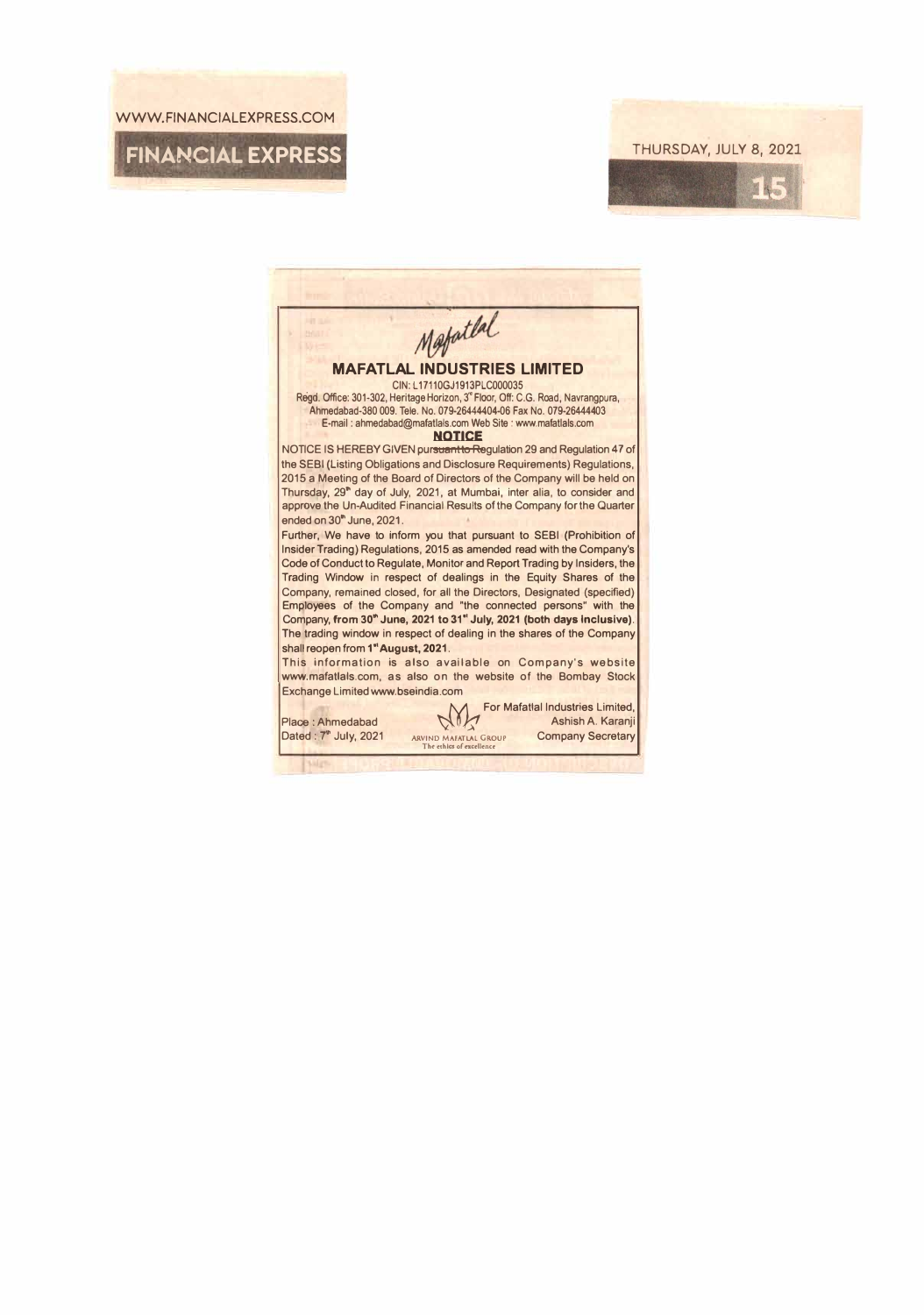WWW.FINANCIALEXPRESS.COM

FINANCIAL EXPRESS

THURSDAY, JULY 8, 2021

Mafatlal

## MAFATLAL INDUSTRIES LIMITED

CIN: L17110GJ1913PLC000035

Regd. Office: 301-302, Heritage Horizon, 3rd Floor, Off: C.G. Road, Navrangpura, Ahmedabad-380 009. Tele. No. 079-26444404-06 Fax No. 079-26444403

E-mail : ahmedabad@mafatlals.com Web Site : www.mafatlals.com

### NOTICE

NOTICE IS HEREBY GIVEN pursuant to Regulation 29 and Regulation 47 of the SEBI (Listing Obligations and Disclosure Requirements) Regulations, 2015 a Meeting of the Board of Directors of the Company will be held on Thursday, 29th day of July, 2021, at Mumbai, inter alia, to consider and approve the Un-Audited Financial Results of the Company for the Quarter ended on 30th June, 2021.

Further, We have to inform you that pursuant to SEBI (Prohibition of Insider Trading) Regulations, 2015 as amended read with the Company's Code of Conduct to Regulate, Monitor and Report Trading by Insiders, the Trading Window in respect of dealings in the Equity Shares of the Company, remained closed, for all the Directors, Designated (specified) Employees of the Company and "the connected persons" with the Company, **from 30th June, 2021 to 31st July, 2021 (both days inclusive)**. The trading window in respect of dealing in the shares of the Company shall reopen from **1st August, 2021**.

This information is also available on Company's website www.mafatlals.com, as also on the website of the Bombay Stock Exchange Limited www.bseindia.com

Place : Ahmedabad
Dated : 7th July, 2021

ARVIND MAFATLAL GROUP
The ethics of excellence

For Mafatlal Industries Limited,
Ashish A. Karanji
Company Secretary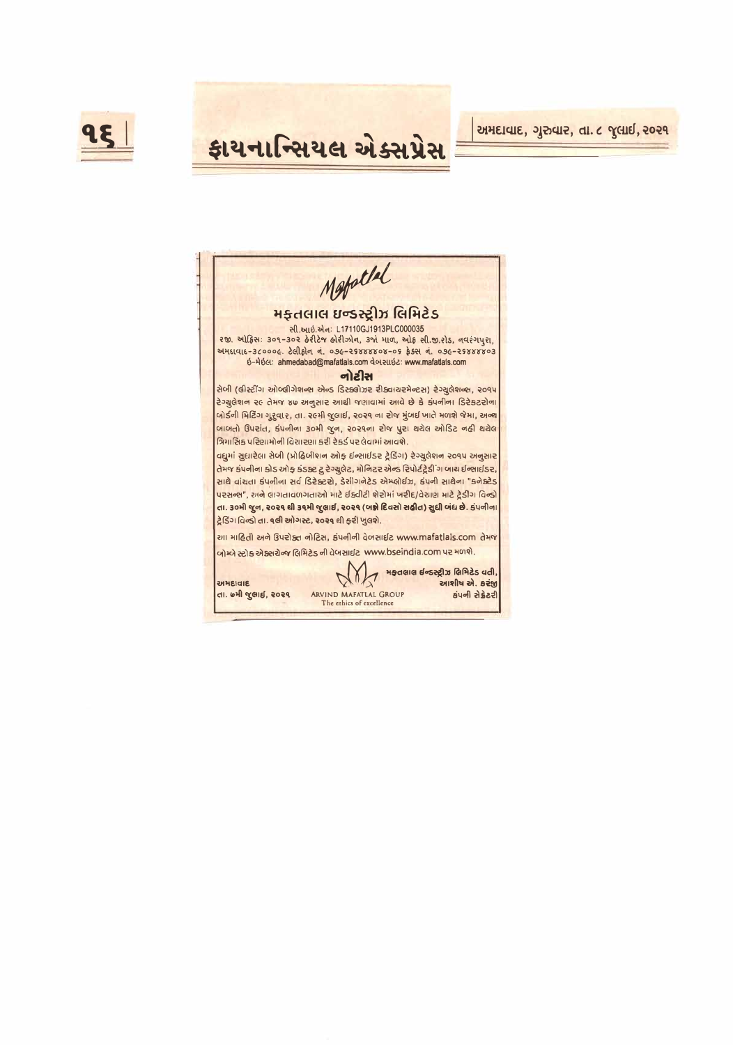# મફતલાલ ઇન્ડસ્ટ્રીઝ લિમિટેડ

સી.આઇ.એન: L17110GJ1913PLC000035

રજી. ઓફિસ: ૩૦૧-૩૦૨ હેરીટેજ હોરીઝોન, ૩જો માળ, ઓફ સી.જી.રોડ, નવરંગપુરા, અમદાવાદ-૩૮૦૦૦૯. ટેલીફોન નં. ૦૭૯-૨૬૪૪૪૪૦૪-૦૬ ફેક્સ નં. ૦૭૯-૨૬૪૪૪૪૦૩

ઇ-મેઇલ: ahmedabad@mafatlals.com વેબસાઇટ: www.mafatlals.com

## નોટીસ

સેબી (લીસ્ટીંગ ઓબ્લીગેશન્સ એન્ડ ડિસ્ક્લોઝર રીક્વાયરમેન્ટ્સ) રેગ્યુલેશન્સ, ૨૦૧૫ રેગ્યુલેશન ૨૯ તેમજ ૪૭ અનુસાર આથી જણાવામાં આવે છે કે કંપનીના ડિરેક્ટરોના બોર્ડની મિટિંગ ગુરૂવાર, તા. ૨૯મી જુલાઇ, ૨૦૨૧ ના રોજ મુંબઇ ખાતે મળશે જેમા, અન્ય બાબતો ઉપરાંત, કંપનીના ૩૦મી જુન, ૨૦૨૧ના રોજ પુરા થયેલ ઓડિટ નહી થયેલ ત્રિમાસિક પરિણામોની વિચારણા કરી રેકર્ડ પર લેવામાં આવશે.

વધુમાં સુધારેલા સેબી (પ્રોહિબીશન ઓફ ઇન્સાઇડર ટ્રેડિંગ) રેગ્યુલેશન ૨૦૧૫ અનુસાર તેમજ કંપનીના કોડ ઓફ કંડક્ટ ટુ રેગ્યુલેટ, મોનિટર એન્ડ રિપોર્ટ ટ્રેડીંગ બાય ઇન્સાઇડર, સાથે વાંચતા કંપનીના સર્વ ડિરેક્ટરો, ડેસીગનેટેડ એમ્પ્લોઇઝ, કંપની સાથેના "કનેક્ટેડ પરસન્સ", અને લાગતાવળગતાઓ માટે ઇક્વીટી શેરોમાં ખરીદ/વેચાણ માટે ટ્રેડીંગ વિન્ડો **તા. ૩૦મી જુન, ૨૦૨૧ થી ૩૧મી જુલાઇ, ૨૦૨૧ (બન્ને દિવસો સહીત) સુધી બંધ છે.** કંપનીના ટ્રેડિંગ વિન્ડો **તા. ૧લી ઓગસ્ટ, ૨૦૨૧** થી ફરી ખુલશે.

આ માહિતી અને ઉપરોક્ત નોટિસ, કંપનીની વેબસાઇટ www.mafatlals.com તેમજ બોમ્બે સ્ટોક એક્સચેન્જ લિમિટેડ ની વેબસાઇટ www.bseindia.com પર મળશે.

અમદાવાદ
તા. ૭મી જુલાઇ, ૨૦૨૧

ARVIND MAFATLAL GROUP
The ethics of excellence

મફતલાલ ઇન્ડસ્ટ્રીઝ લિમિટેડ વતી,
આશીષ એ. કરંજી
કંપની સેક્રેટરી